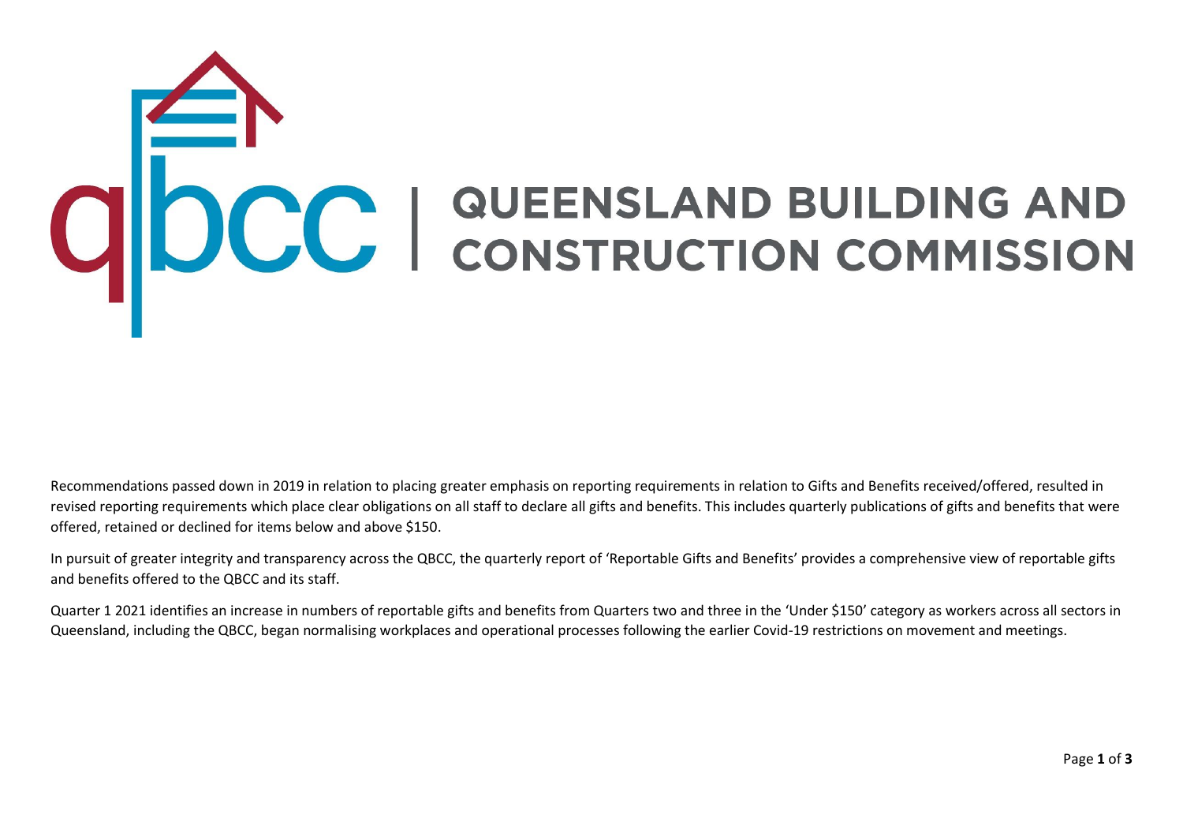# QUEENSLAND BUILDING AND CONSTRUCTION COMMISSION

Recommendations passed down in 2019 in relation to placing greater emphasis on reporting requirements in relation to Gifts and Benefits received/offered, resulted in revised reporting requirements which place clear obligations on all staff to declare all gifts and benefits. This includes quarterly publications of gifts and benefits that were offered, retained or declined for items below and above $150.

In pursuit of greater integrity and transparency across the QBCC, the quarterly report of 'Reportable Gifts and Benefits' provides a comprehensive view of reportable gifts and benefits offered to the QBCC and its staff.

Quarter 1 2021 identifies an increase in numbers of reportable gifts and benefits from Quarters two and three in the 'Under $150' category as workers across all sectors in Queensland, including the QBCC, began normalising workplaces and operational processes following the earlier Covid-19 restrictions on movement and meetings.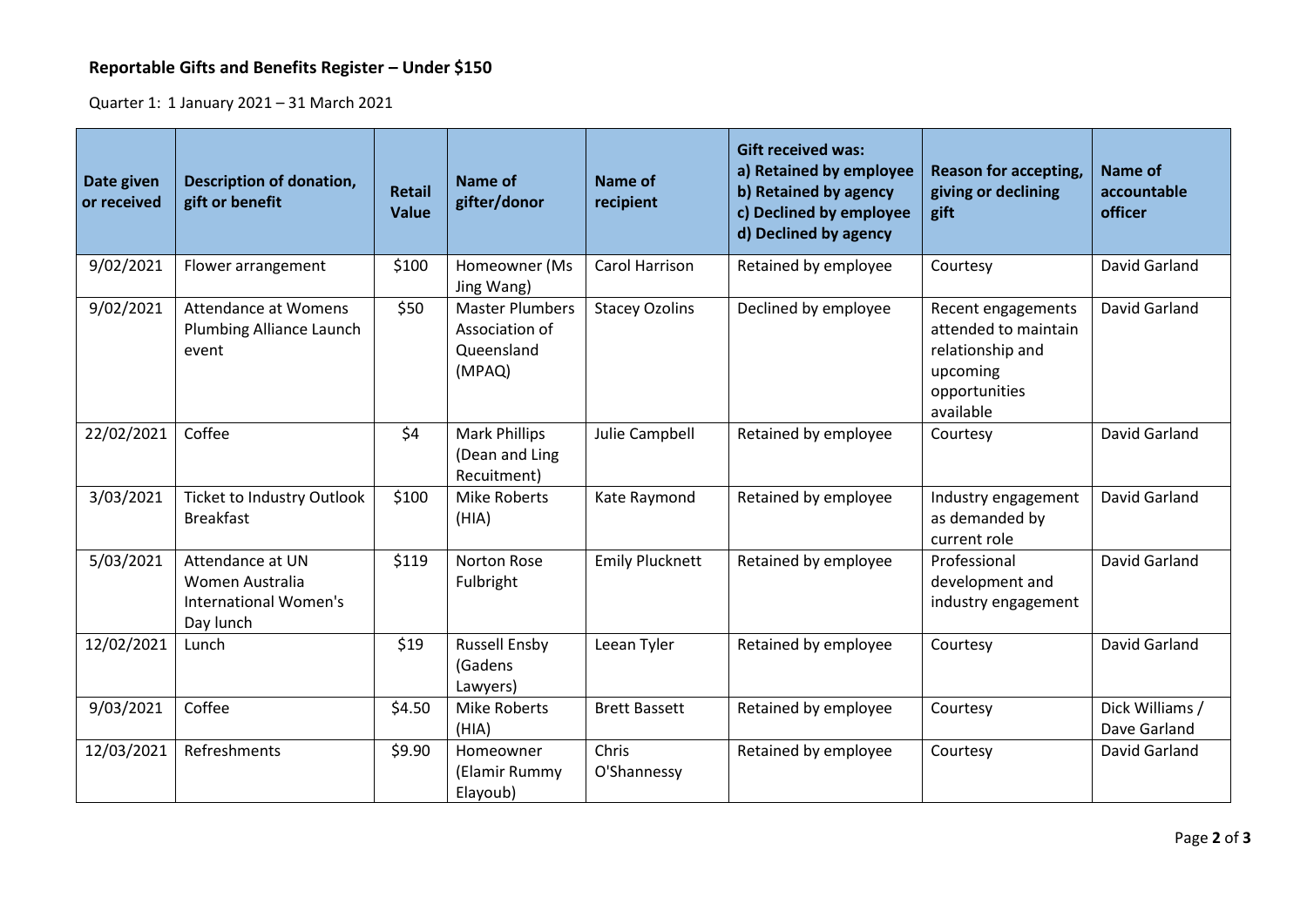**Reportable Gifts and Benefits Register – Under $150**

Quarter 1: 1 January 2021 – 31 March 2021

| Date given or received | Description of donation, gift or benefit | Retail Value | Name of gifter/donor | Name of recipient | Gift received was: a) Retained by employee b) Retained by agency c) Declined by employee d) Declined by agency | Reason for accepting, giving or declining gift | Name of accountable officer |
|---|---|---|---|---|---|---|---|
| 9/02/2021 | Flower arrangement | $100 | Homeowner (Ms Jing Wang) | Carol Harrison | Retained by employee | Courtesy | David Garland |
| 9/02/2021 | Attendance at Womens Plumbing Alliance Launch event | $50 | Master Plumbers Association of Queensland (MPAQ) | Stacey Ozolins | Declined by employee | Recent engagements attended to maintain relationship and upcoming opportunities available | David Garland |
| 22/02/2021 | Coffee | $4 | Mark Phillips (Dean and Ling Recuitment) | Julie Campbell | Retained by employee | Courtesy | David Garland |
| 3/03/2021 | Ticket to Industry Outlook Breakfast | $100 | Mike Roberts (HIA) | Kate Raymond | Retained by employee | Industry engagement as demanded by current role | David Garland |
| 5/03/2021 | Attendance at UN Women Australia International Women's Day lunch | $119 | Norton Rose Fulbright | Emily Plucknett | Retained by employee | Professional development and industry engagement | David Garland |
| 12/02/2021 | Lunch | $19 | Russell Ensby (Gadens Lawyers) | Leean Tyler | Retained by employee | Courtesy | David Garland |
| 9/03/2021 | Coffee | $4.50 | Mike Roberts (HIA) | Brett Bassett | Retained by employee | Courtesy | Dick Williams / Dave Garland |
| 12/03/2021 | Refreshments | $9.90 | Homeowner (Elamir Rummy Elayoub) | Chris O'Shannessy | Retained by employee | Courtesy | David Garland |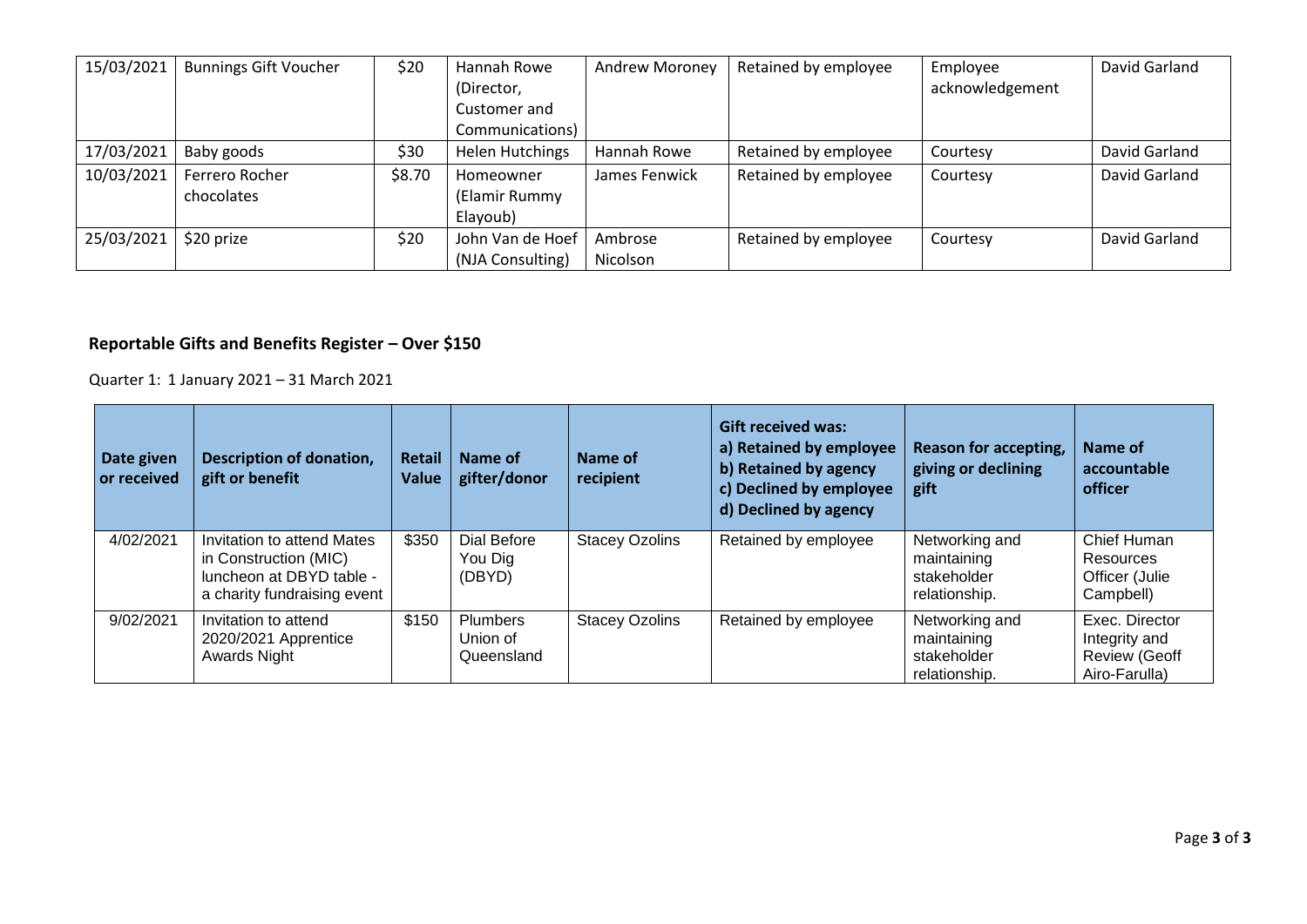| | | | | | | | |
|---|---|---|---|---|---|---|---|
| 15/03/2021 | Bunnings Gift Voucher | $20 | Hannah Rowe (Director, Customer and Communications) | Andrew Moroney | Retained by employee | Employee acknowledgement | David Garland |
| 17/03/2021 | Baby goods | $30 | Helen Hutchings | Hannah Rowe | Retained by employee | Courtesy | David Garland |
| 10/03/2021 | Ferrero Rocher chocolates | $8.70 | Homeowner (Elamir Rummy Elayoub) | James Fenwick | Retained by employee | Courtesy | David Garland |
| 25/03/2021 | $20 prize | $20 | John Van de Hoef (NJA Consulting) | Ambrose Nicolson | Retained by employee | Courtesy | David Garland |

## Reportable Gifts and Benefits Register – Over $150

Quarter 1: 1 January 2021 – 31 March 2021

| Date given or received | Description of donation, gift or benefit | Retail Value | Name of gifter/donor | Name of recipient | Gift received was: a) Retained by employee b) Retained by agency c) Declined by employee d) Declined by agency | Reason for accepting, giving or declining gift | Name of accountable officer |
|---|---|---|---|---|---|---|---|
| 4/02/2021 | Invitation to attend Mates in Construction (MIC) luncheon at DBYD table - a charity fundraising event | $350 | Dial Before You Dig (DBYD) | Stacey Ozolins | Retained by employee | Networking and maintaining stakeholder relationship. | Chief Human Resources Officer (Julie Campbell) |
| 9/02/2021 | Invitation to attend 2020/2021 Apprentice Awards Night | $150 | Plumbers Union of Queensland | Stacey Ozolins | Retained by employee | Networking and maintaining stakeholder relationship. | Exec. Director Integrity and Review (Geoff Airo-Farulla) |